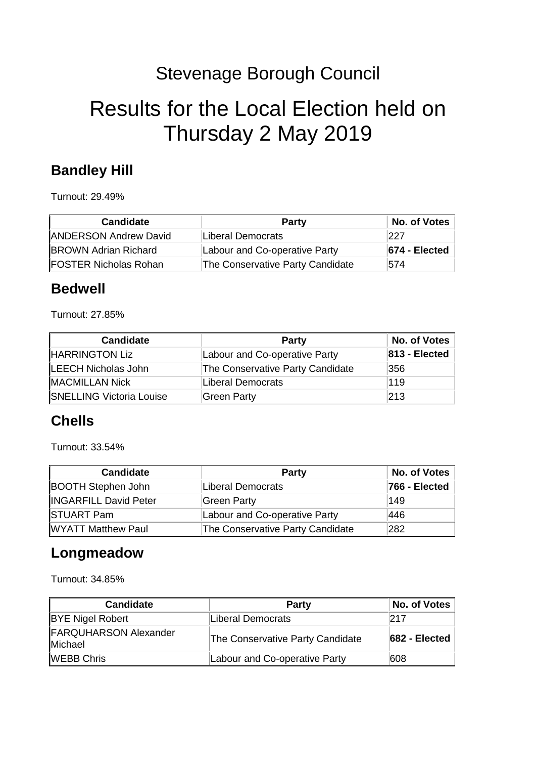# Stevenage Borough Council

# Results for the Local Election held on Thursday 2 May 2019

## Bandley Hill

Turnout: 29.49%

| Candidate | Party | No. of Votes |
|---|---|---|
| ANDERSON Andrew David | Liberal Democrats | 227 |
| BROWN Adrian Richard | Labour and Co-operative Party | **674 - Elected** |
| FOSTER Nicholas Rohan | The Conservative Party Candidate | 574 |

## Bedwell

Turnout: 27.85%

| Candidate | Party | No. of Votes |
|---|---|---|
| HARRINGTON Liz | Labour and Co-operative Party | **813 - Elected** |
| LEECH Nicholas John | The Conservative Party Candidate | 356 |
| MACMILLAN Nick | Liberal Democrats | 119 |
| SNELLING Victoria Louise | Green Party | 213 |

## Chells

Turnout: 33.54%

| Candidate | Party | No. of Votes |
|---|---|---|
| BOOTH Stephen John | Liberal Democrats | **766 - Elected** |
| INGARFILL David Peter | Green Party | 149 |
| STUART Pam | Labour and Co-operative Party | 446 |
| WYATT Matthew Paul | The Conservative Party Candidate | 282 |

## Longmeadow

Turnout: 34.85%

| Candidate | Party | No. of Votes |
|---|---|---|
| BYE Nigel Robert | Liberal Democrats | 217 |
| FARQUHARSON Alexander Michael | The Conservative Party Candidate | **682 - Elected** |
| WEBB Chris | Labour and Co-operative Party | 608 |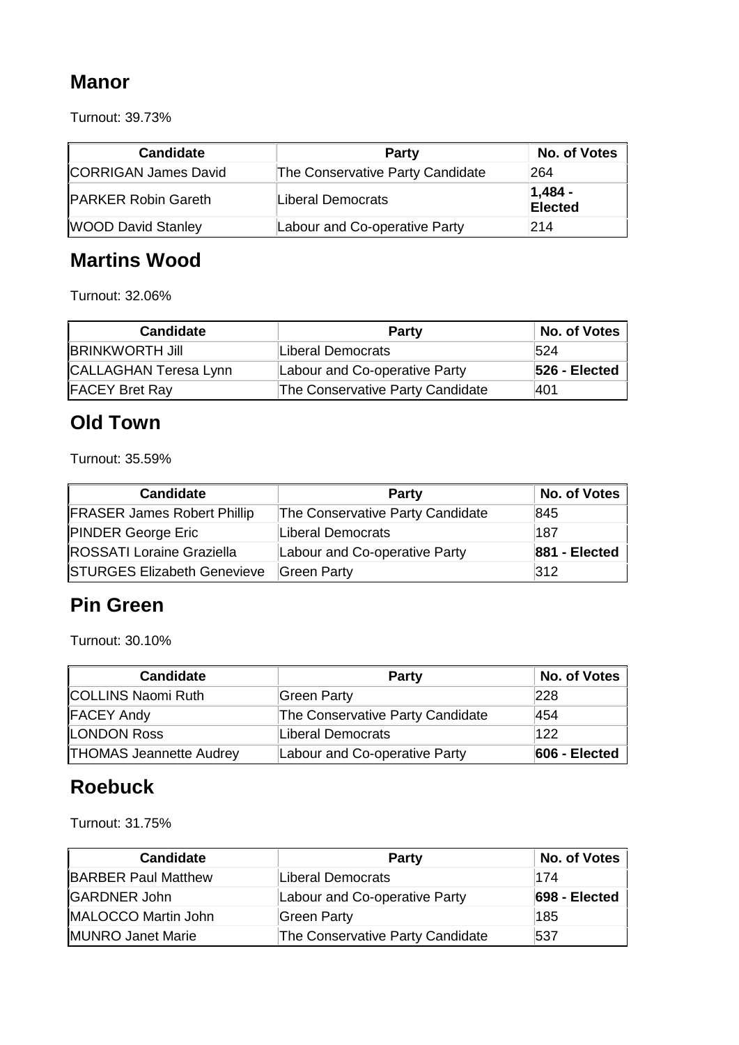## Manor

Turnout: 39.73%

| Candidate | Party | No. of Votes |
| --- | --- | --- |
| CORRIGAN James David | The Conservative Party Candidate | 264 |
| PARKER Robin Gareth | Liberal Democrats | **1,484 - Elected** |
| WOOD David Stanley | Labour and Co-operative Party | 214 |

## Martins Wood

Turnout: 32.06%

| Candidate | Party | No. of Votes |
| --- | --- | --- |
| BRINKWORTH Jill | Liberal Democrats | 524 |
| CALLAGHAN Teresa Lynn | Labour and Co-operative Party | **526 - Elected** |
| FACEY Bret Ray | The Conservative Party Candidate | 401 |

## Old Town

Turnout: 35.59%

| Candidate | Party | No. of Votes |
| --- | --- | --- |
| FRASER James Robert Phillip | The Conservative Party Candidate | 845 |
| PINDER George Eric | Liberal Democrats | 187 |
| ROSSATI Loraine Graziella | Labour and Co-operative Party | **881 - Elected** |
| STURGES Elizabeth Genevieve | Green Party | 312 |

## Pin Green

Turnout: 30.10%

| Candidate | Party | No. of Votes |
| --- | --- | --- |
| COLLINS Naomi Ruth | Green Party | 228 |
| FACEY Andy | The Conservative Party Candidate | 454 |
| LONDON Ross | Liberal Democrats | 122 |
| THOMAS Jeannette Audrey | Labour and Co-operative Party | **606 - Elected** |

## Roebuck

Turnout: 31.75%

| Candidate | Party | No. of Votes |
| --- | --- | --- |
| BARBER Paul Matthew | Liberal Democrats | 174 |
| GARDNER John | Labour and Co-operative Party | **698 - Elected** |
| MALOCCO Martin John | Green Party | 185 |
| MUNRO Janet Marie | The Conservative Party Candidate | 537 |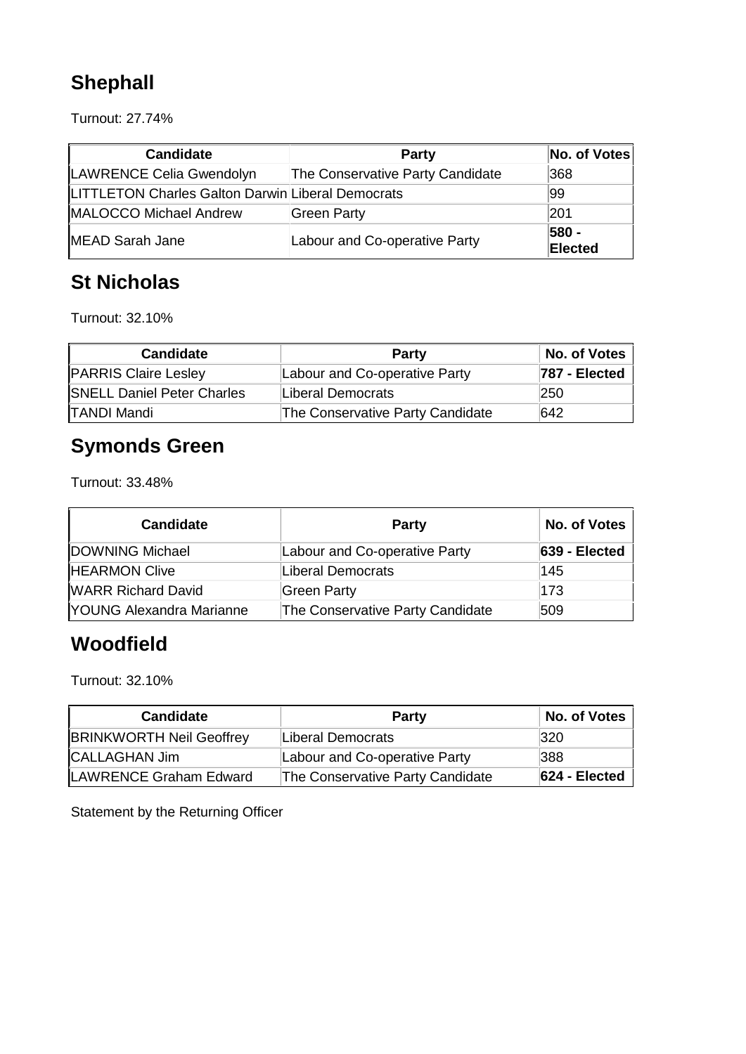## Shephall

Turnout: 27.74%

| Candidate | Party | No. of Votes |
|---|---|---|
| LAWRENCE Celia Gwendolyn | The Conservative Party Candidate | 368 |
| LITTLETON Charles Galton Darwin | Liberal Democrats | 99 |
| MALOCCO Michael Andrew | Green Party | 201 |
| MEAD Sarah Jane | Labour and Co-operative Party | **580 - Elected** |

## St Nicholas

Turnout: 32.10%

| Candidate | Party | No. of Votes |
|---|---|---|
| PARRIS Claire Lesley | Labour and Co-operative Party | **787 - Elected** |
| SNELL Daniel Peter Charles | Liberal Democrats | 250 |
| TANDI Mandi | The Conservative Party Candidate | 642 |

## Symonds Green

Turnout: 33.48%

| Candidate | Party | No. of Votes |
|---|---|---|
| DOWNING Michael | Labour and Co-operative Party | **639 - Elected** |
| HEARMON Clive | Liberal Democrats | 145 |
| WARR Richard David | Green Party | 173 |
| YOUNG Alexandra Marianne | The Conservative Party Candidate | 509 |

## Woodfield

Turnout: 32.10%

| Candidate | Party | No. of Votes |
|---|---|---|
| BRINKWORTH Neil Geoffrey | Liberal Democrats | 320 |
| CALLAGHAN Jim | Labour and Co-operative Party | 388 |
| LAWRENCE Graham Edward | The Conservative Party Candidate | **624 - Elected** |

Statement by the Returning Officer